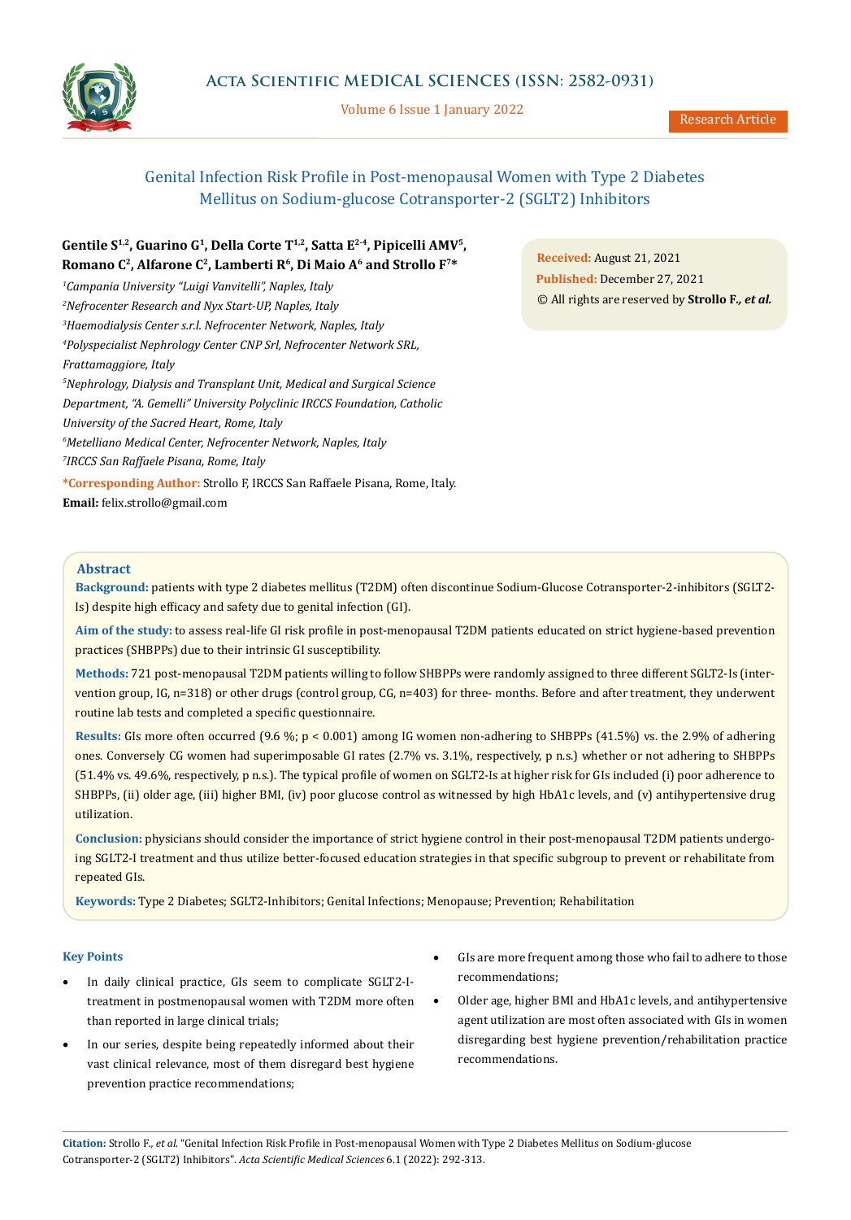# Genital Infection Risk Profile in Post-menopausal Women with Type 2 Diabetes Mellitus on Sodium-glucose Cotransporter-2 (SGLT2) Inhibitors

**Gentile S[1,2], Guarino G[1], Della Corte T[1,2], Satta E[2-4], Pipicelli AMV[5], Romano C[2], Alfarone C[2], Lamberti R[6], Di Maio A[6] and Strollo F[7]***

[1]*Campania University "Luigi Vanvitelli", Naples, Italy*
[2]*Nefrocenter Research and Nyx Start-UP, Naples, Italy*
[3]*Haemodialysis Center s.r.l. Nefrocenter Network, Naples, Italy*
[4]*Polyspecialist Nephrology Center CNP Srl, Nefrocenter Network SRL, Frattamaggiore, Italy*
[5]*Nephrology, Dialysis and Transplant Unit, Medical and Surgical Science Department, "A. Gemelli" University Polyclinic IRCCS Foundation, Catholic University of the Sacred Heart, Rome, Italy*
[6]*Metelliano Medical Center, Nefrocenter Network, Naples, Italy*
[7]*IRCCS San Raffaele Pisana, Rome, Italy*

***Corresponding Author:** Strollo F, IRCCS San Raffaele Pisana, Rome, Italy.
**Email:** felix.strollo@gmail.com

**Received:** August 21, 2021
**Published:** December 27, 2021
© All rights are reserved by **Strollo F.*, et al.***

## Abstract

**Background:** patients with type 2 diabetes mellitus (T2DM) often discontinue Sodium-Glucose Cotransporter-2-inhibitors (SGLT2-Is) despite high efficacy and safety due to genital infection (GI).

**Aim of the study:** to assess real-life GI risk profile in post-menopausal T2DM patients educated on strict hygiene-based prevention practices (SHBPPs) due to their intrinsic GI susceptibility.

**Methods:** 721 post-menopausal T2DM patients willing to follow SHBPPs were randomly assigned to three different SGLT2-Is (intervention group, IG, n=318) or other drugs (control group, CG, n=403) for three- months. Before and after treatment, they underwent routine lab tests and completed a specific questionnaire.

**Results:** GIs more often occurred (9.6 %; $p < 0.001$) among IG women non-adhering to SHBPPs (41.5%) vs. the 2.9% of adhering ones. Conversely CG women had superimposable GI rates (2.7% vs. 3.1%, respectively, p n.s.) whether or not adhering to SHBPPs (51.4% vs. 49.6%, respectively, p n.s.). The typical profile of women on SGLT2-Is at higher risk for GIs included (i) poor adherence to SHBPPs, (ii) older age, (iii) higher BMI, (iv) poor glucose control as witnessed by high HbA1c levels, and (v) antihypertensive drug utilization.

**Conclusion:** physicians should consider the importance of strict hygiene control in their post-menopausal T2DM patients undergoing SGLT2-I treatment and thus utilize better-focused education strategies in that specific subgroup to prevent or rehabilitate from repeated GIs.

**Keywords:** Type 2 Diabetes; SGLT2-Inhibitors; Genital Infections; Menopause; Prevention; Rehabilitation

### Key Points

- In daily clinical practice, GIs seem to complicate SGLT2-I-treatment in postmenopausal women with T2DM more often than reported in large clinical trials;
- In our series, despite being repeatedly informed about their vast clinical relevance, most of them disregard best hygiene prevention practice recommendations;
- GIs are more frequent among those who fail to adhere to those recommendations;
- Older age, higher BMI and HbA1c levels, and antihypertensive agent utilization are most often associated with GIs in women disregarding best hygiene prevention/rehabilitation practice recommendations.

**Citation:** Strollo F., *et al.* "Genital Infection Risk Profile in Post-menopausal Women with Type 2 Diabetes Mellitus on Sodium-glucose Cotransporter-2 (SGLT2) Inhibitors". *Acta Scientific Medical Sciences* 6.1 (2022): 292-313.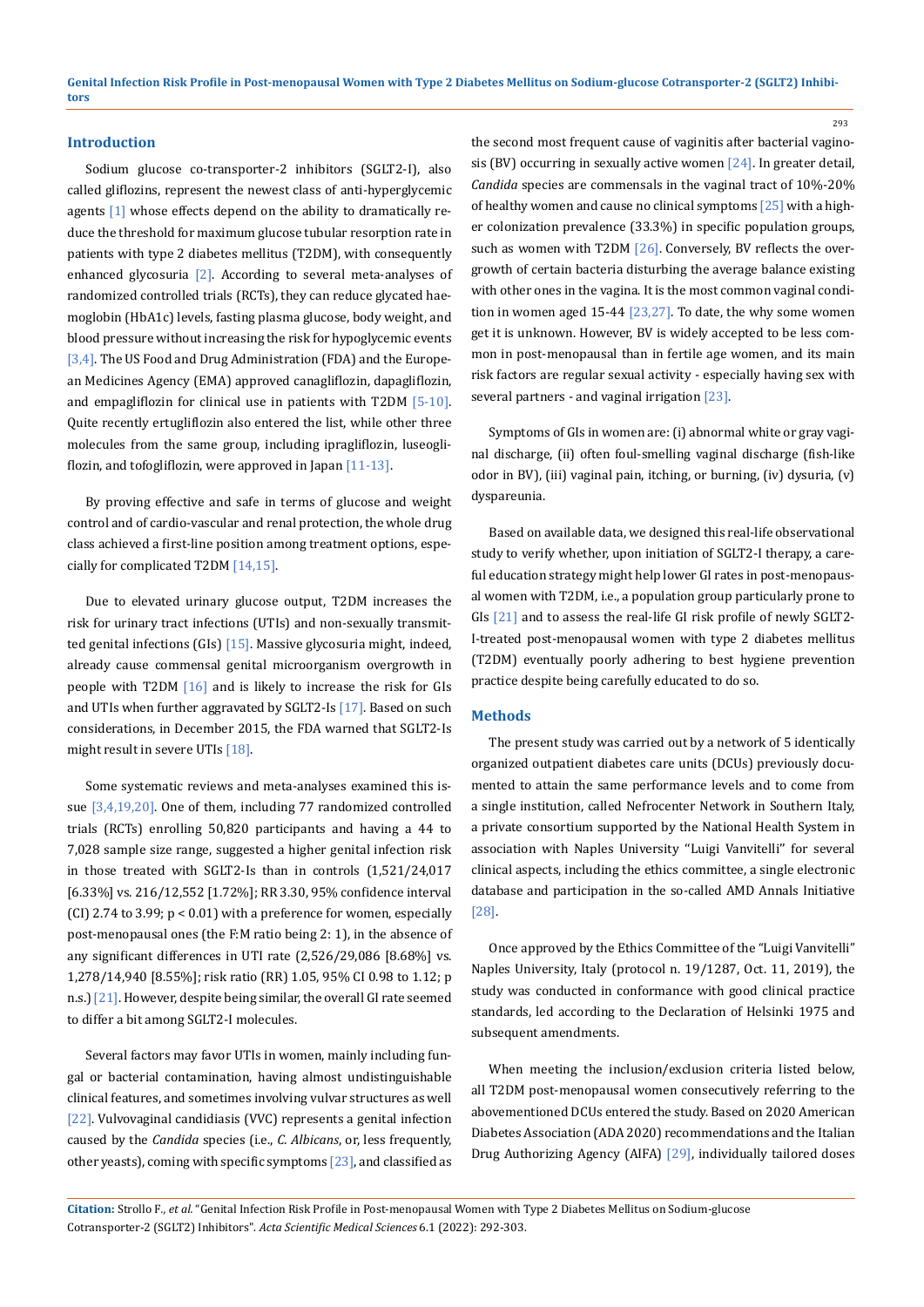## Introduction

Sodium glucose co-transporter-2 inhibitors (SGLT2-I), also called gliflozins, represent the newest class of anti-hyperglycemic agents [1] whose effects depend on the ability to dramatically reduce the threshold for maximum glucose tubular resorption rate in patients with type 2 diabetes mellitus (T2DM), with consequently enhanced glycosuria [2]. According to several meta-analyses of randomized controlled trials (RCTs), they can reduce glycated haemoglobin (HbA1c) levels, fasting plasma glucose, body weight, and blood pressure without increasing the risk for hypoglycemic events [3,4]. The US Food and Drug Administration (FDA) and the European Medicines Agency (EMA) approved canagliflozin, dapagliflozin, and empagliflozin for clinical use in patients with T2DM [5-10]. Quite recently ertugliflozin also entered the list, while other three molecules from the same group, including ipragliflozin, luseogliflozin, and tofogliflozin, were approved in Japan [11-13].

By proving effective and safe in terms of glucose and weight control and of cardio-vascular and renal protection, the whole drug class achieved a first-line position among treatment options, especially for complicated T2DM [14,15].

Due to elevated urinary glucose output, T2DM increases the risk for urinary tract infections (UTIs) and non-sexually transmitted genital infections (GIs) [15]. Massive glycosuria might, indeed, already cause commensal genital microorganism overgrowth in people with T2DM [16] and is likely to increase the risk for GIs and UTIs when further aggravated by SGLT2-Is [17]. Based on such considerations, in December 2015, the FDA warned that SGLT2-Is might result in severe UTIs [18].

Some systematic reviews and meta-analyses examined this issue [3,4,19,20]. One of them, including 77 randomized controlled trials (RCTs) enrolling 50,820 participants and having a 44 to 7,028 sample size range, suggested a higher genital infection risk in those treated with SGLT2-Is than in controls (1,521/24,017 [6.33%] vs. 216/12,552 [1.72%]; RR 3.30, 95% confidence interval (CI) 2.74 to 3.99; $p < 0.01$) with a preference for women, especially post-menopausal ones (the F:M ratio being 2: 1), in the absence of any significant differences in UTI rate (2,526/29,086 [8.68%] vs. 1,278/14,940 [8.55%]; risk ratio (RR) 1.05, 95% CI 0.98 to 1.12; p n.s.) [21]. However, despite being similar, the overall GI rate seemed to differ a bit among SGLT2-I molecules.

Several factors may favor UTIs in women, mainly including fungal or bacterial contamination, having almost undistinguishable clinical features, and sometimes involving vulvar structures as well [22]. Vulvovaginal candidiasis (VVC) represents a genital infection caused by the *Candida* species (i.e., *C. Albicans*, or, less frequently, other yeasts), coming with specific symptoms [23], and classified as the second most frequent cause of vaginitis after bacterial vaginosis (BV) occurring in sexually active women [24]. In greater detail, *Candida* species are commensals in the vaginal tract of 10%-20% of healthy women and cause no clinical symptoms [25] with a higher colonization prevalence (33.3%) in specific population groups, such as women with T2DM [26]. Conversely, BV reflects the overgrowth of certain bacteria disturbing the average balance existing with other ones in the vagina. It is the most common vaginal condition in women aged 15-44 [23,27]. To date, the why some women get it is unknown. However, BV is widely accepted to be less common in post-menopausal than in fertile age women, and its main risk factors are regular sexual activity - especially having sex with several partners - and vaginal irrigation [23].

Symptoms of GIs in women are: (i) abnormal white or gray vaginal discharge, (ii) often foul-smelling vaginal discharge (fish-like odor in BV), (iii) vaginal pain, itching, or burning, (iv) dysuria, (v) dyspareunia.

Based on available data, we designed this real-life observational study to verify whether, upon initiation of SGLT2-I therapy, a careful education strategy might help lower GI rates in post-menopausal women with T2DM, i.e., a population group particularly prone to GIs [21] and to assess the real-life GI risk profile of newly SGLT2-I-treated post-menopausal women with type 2 diabetes mellitus (T2DM) eventually poorly adhering to best hygiene prevention practice despite being carefully educated to do so.

## Methods

The present study was carried out by a network of 5 identically organized outpatient diabetes care units (DCUs) previously documented to attain the same performance levels and to come from a single institution, called Nefrocenter Network in Southern Italy, a private consortium supported by the National Health System in association with Naples University "Luigi Vanvitelli" for several clinical aspects, including the ethics committee, a single electronic database and participation in the so-called AMD Annals Initiative [28].

Once approved by the Ethics Committee of the "Luigi Vanvitelli" Naples University, Italy (protocol n. 19/1287, Oct. 11, 2019), the study was conducted in conformance with good clinical practice standards, led according to the Declaration of Helsinki 1975 and subsequent amendments.

When meeting the inclusion/exclusion criteria listed below, all T2DM post-menopausal women consecutively referring to the abovementioned DCUs entered the study. Based on 2020 American Diabetes Association (ADA 2020) recommendations and the Italian Drug Authorizing Agency (AIFA) [29], individually tailored doses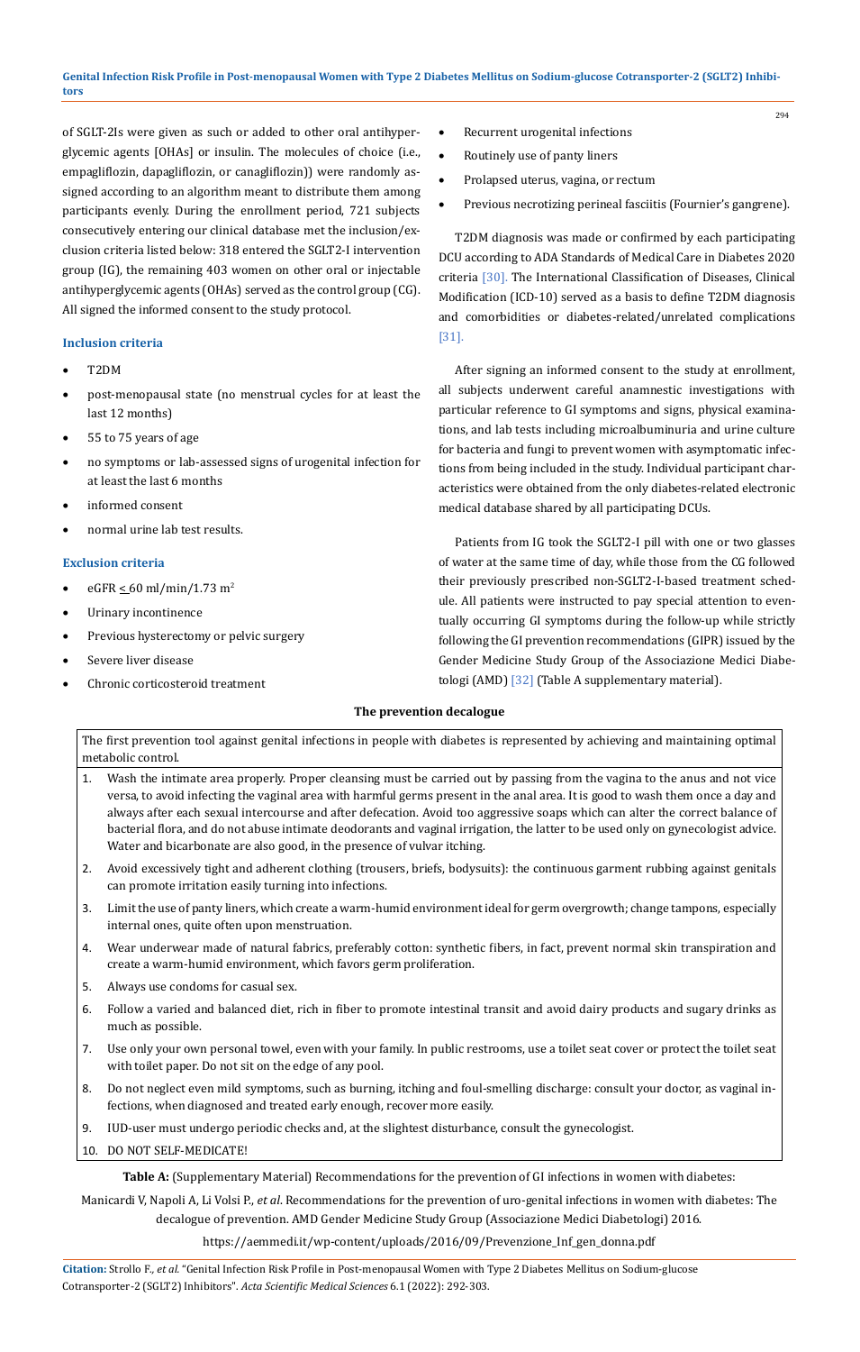of SGLT-2Is were given as such or added to other oral antihyperglycemic agents [OHAs] or insulin. The molecules of choice (i.e., empagliflozin, dapagliflozin, or canagliflozin)) were randomly assigned according to an algorithm meant to distribute them among participants evenly. During the enrollment period, 721 subjects consecutively entering our clinical database met the inclusion/exclusion criteria listed below: 318 entered the SGLT2-I intervention group (IG), the remaining 403 women on other oral or injectable antihyperglycemic agents (OHAs) served as the control group (CG). All signed the informed consent to the study protocol.

### Inclusion criteria

- T2DM
- post-menopausal state (no menstrual cycles for at least the last 12 months)
- 55 to 75 years of age
- no symptoms or lab-assessed signs of urogenital infection for at least the last 6 months
- informed consent
- normal urine lab test results.

### Exclusion criteria

- eGFR $\leq$ 60 ml/min/1.73 $m^2$
- Urinary incontinence
- Previous hysterectomy or pelvic surgery
- Severe liver disease
- Chronic corticosteroid treatment
- Recurrent urogenital infections
- Routinely use of panty liners
- Prolapsed uterus, vagina, or rectum
- Previous necrotizing perineal fasciitis (Fournier's gangrene).

T2DM diagnosis was made or confirmed by each participating DCU according to ADA Standards of Medical Care in Diabetes 2020 criteria [30]. The International Classification of Diseases, Clinical Modification (ICD-10) served as a basis to define T2DM diagnosis and comorbidities or diabetes-related/unrelated complications [31].

After signing an informed consent to the study at enrollment, all subjects underwent careful anamnestic investigations with particular reference to GI symptoms and signs, physical examinations, and lab tests including microalbuminuria and urine culture for bacteria and fungi to prevent women with asymptomatic infections from being included in the study. Individual participant characteristics were obtained from the only diabetes-related electronic medical database shared by all participating DCUs.

Patients from IG took the SGLT2-I pill with one or two glasses of water at the same time of day, while those from the CG followed their previously prescribed non-SGLT2-I-based treatment schedule. All patients were instructed to pay special attention to eventually occurring GI symptoms during the follow-up while strictly following the GI prevention recommendations (GIPR) issued by the Gender Medicine Study Group of the Associazione Medici Diabetologi (AMD) [32] (Table A supplementary material).

**The prevention decalogue**

| The first prevention tool against genital infections in people with diabetes is represented by achieving and maintaining optimal metabolic control. |
|---|
| 1. Wash the intimate area properly. Proper cleansing must be carried out by passing from the vagina to the anus and not vice versa, to avoid infecting the vaginal area with harmful germs present in the anal area. It is good to wash them once a day and always after each sexual intercourse and after defecation. Avoid too aggressive soaps which can alter the correct balance of bacterial flora, and do not abuse intimate deodorants and vaginal irrigation, the latter to be used only on gynecologist advice. Water and bicarbonate are also good, in the presence of vulvar itching. |
| 2. Avoid excessively tight and adherent clothing (trousers, briefs, bodysuits): the continuous garment rubbing against genitals can promote irritation easily turning into infections. |
| 3. Limit the use of panty liners, which create a warm-humid environment ideal for germ overgrowth; change tampons, especially internal ones, quite often upon menstruation. |
| 4. Wear underwear made of natural fabrics, preferably cotton: synthetic fibers, in fact, prevent normal skin transpiration and create a warm-humid environment, which favors germ proliferation. |
| 5. Always use condoms for casual sex. |
| 6. Follow a varied and balanced diet, rich in fiber to promote intestinal transit and avoid dairy products and sugary drinks as much as possible. |
| 7. Use only your own personal towel, even with your family. In public restrooms, use a toilet seat cover or protect the toilet seat with toilet paper. Do not sit on the edge of any pool. |
| 8. Do not neglect even mild symptoms, such as burning, itching and foul-smelling discharge: consult your doctor, as vaginal infections, when diagnosed and treated early enough, recover more easily. |
| 9. IUD-user must undergo periodic checks and, at the slightest disturbance, consult the gynecologist. |
| 10. DO NOT SELF-MEDICATE! |

**Table A:** (Supplementary Material) Recommendations for the prevention of GI infections in women with diabetes:

Manicardi V, Napoli A, Li Volsi P., *et al*. Recommendations for the prevention of uro-genital infections in women with diabetes: The decalogue of prevention. AMD Gender Medicine Study Group (Associazione Medici Diabetologi) 2016.

https://aemmedi.it/wp-content/uploads/2016/09/Prevenzione_Inf_gen_donna.pdf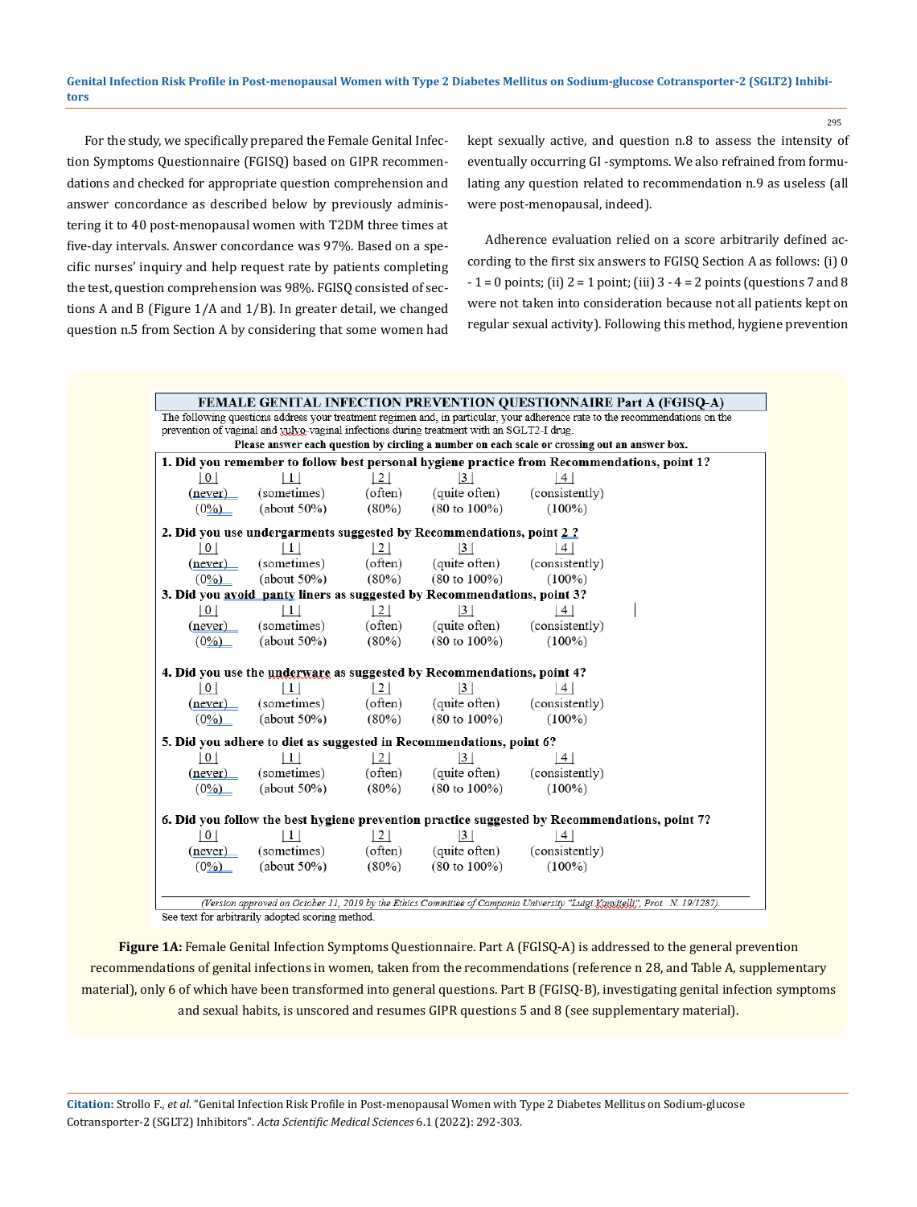For the study, we specifically prepared the Female Genital Infection Symptoms Questionnaire (FGISQ) based on GIPR recommendations and checked for appropriate question comprehension and answer concordance as described below by previously administering it to 40 post-menopausal women with T2DM three times at five-day intervals. Answer concordance was 97%. Based on a specific nurses' inquiry and help request rate by patients completing the test, question comprehension was 98%. FGISQ consisted of sections A and B (Figure 1/A and 1/B). In greater detail, we changed question n.5 from Section A by considering that some women had kept sexually active, and question n.8 to assess the intensity of eventually occurring GI -symptoms. We also refrained from formulating any question related to recommendation n.9 as useless (all were post-menopausal, indeed).

Adherence evaluation relied on a score arbitrarily defined according to the first six answers to FGISQ Section A as follows: (i) 0 - 1 = 0 points; (ii) 2 = 1 point; (iii) 3 - 4 = 2 points (questions 7 and 8 were not taken into consideration because not all patients kept on regular sexual activity). Following this method, hygiene prevention

**FEMALE GENITAL INFECTION PREVENTION QUESTIONNAIRE Part A (FGISQ-A)**

The following questions address your treatment regimen and, in particular, your adherence rate to the recommendations on the prevention of vaginal and vulvo-vaginal infections during treatment with an SGLT2-I drug.

**Please answer each question by circling a number on each scale or crossing out an answer box.**

**1. Did you remember to follow best personal hygiene practice from Recommendations, point 1?**

| 0 | 1 | 2 | 3 | 4 |
|---|---|---|---|---|
| (never) | (sometimes) | (often) | (quite often) | (consistently) |
| (0%) | (about 50%) | (80%) | (80 to 100%) | (100%) |

**2. Did you use undergarments suggested by Recommendations, point 2 ?**

| 0 | 1 | 2 | 3 | 4 |
|---|---|---|---|---|
| (never) | (sometimes) | (often) | (quite often) | (consistently) |
| (0%) | (about 50%) | (80%) | (80 to 100%) | (100%) |

**3. Did you avoid panty liners as suggested by Recommendations, point 3?**

| 0 | 1 | 2 | 3 | 4 |
|---|---|---|---|---|
| (never) | (sometimes) | (often) | (quite often) | (consistently) |
| (0%) | (about 50%) | (80%) | (80 to 100%) | (100%) |

**4. Did you use the underware as suggested by Recommendations, point 4?**

| 0 | 1 | 2 | 3 | 4 |
|---|---|---|---|---|
| (never) | (sometimes) | (often) | (quite often) | (consistently) |
| (0%) | (about 50%) | (80%) | (80 to 100%) | (100%) |

**5. Did you adhere to diet as suggested in Recommendations, point 6?**

| 0 | 1 | 2 | 3 | 4 |
|---|---|---|---|---|
| (never) | (sometimes) | (often) | (quite often) | (consistently) |
| (0%) | (about 50%) | (80%) | (80 to 100%) | (100%) |

**6. Did you follow the best hygiene prevention practice suggested by Recommendations, point 7?**

| 0 | 1 | 2 | 3 | 4 |
|---|---|---|---|---|
| (never) | (sometimes) | (often) | (quite often) | (consistently) |
| (0%) | (about 50%) | (80%) | (80 to 100%) | (100%) |

*(Version approved on October 11, 2019 by the Ethics Committee of Campania University "Luigi Vanvitelli", Prot. N. 19/1287).*

See text for arbitrarily adopted scoring method.

**Figure 1A:** Female Genital Infection Symptoms Questionnaire. Part A (FGISQ-A) is addressed to the general prevention recommendations of genital infections in women, taken from the recommendations (reference n 28, and Table A, supplementary material), only 6 of which have been transformed into general questions. Part B (FGISQ-B), investigating genital infection symptoms and sexual habits, is unscored and resumes GIPR questions 5 and 8 (see supplementary material).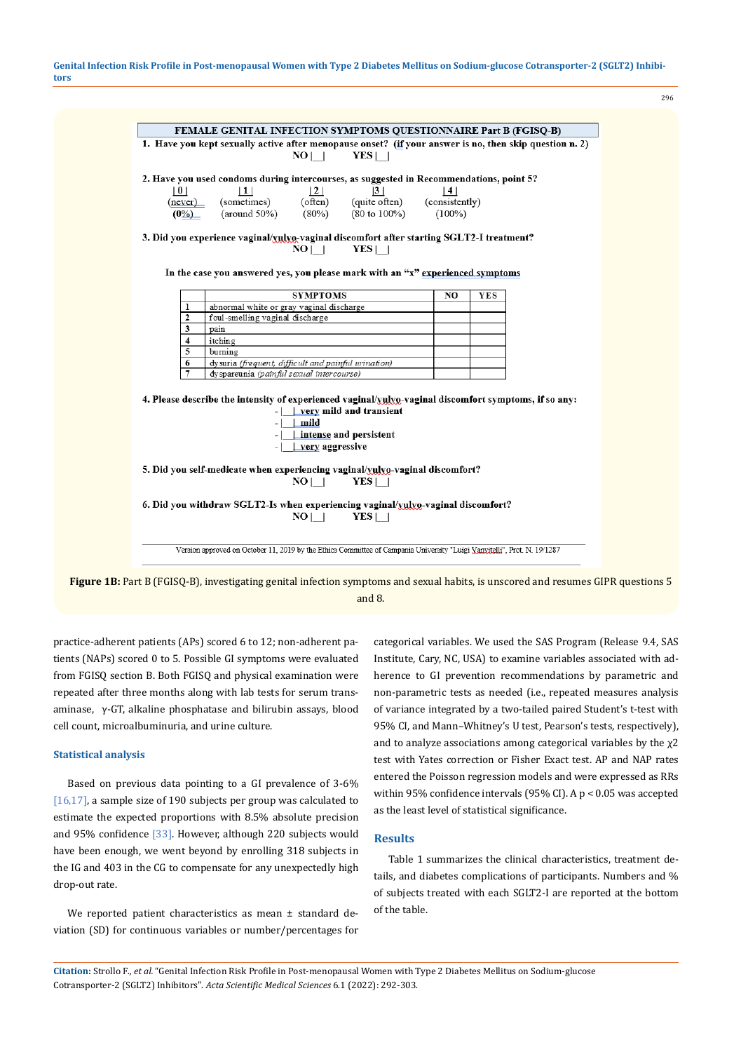**FEMALE GENITAL INFECTION SYMPTOMS QUESTIONNAIRE Part B (FGISQ-B)**

1. Have you kept sexually active after menopause onset? (if your answer is no, then skip question n. 2)
NO |__| YES |__|

2. Have you used condoms during intercourses, as suggested in Recommendations, point 5?

| \|0\| | \|1\| | \|2\| | \|3\| | \|4\| |
|---|---|---|---|---|
| (never) | (sometimes) | (often) | (quite often) | (consistently) |
| (0%) | (around 50%) | (80%) | (80 to 100%) | (100%) |

3. Did you experience vaginal/vulvo-vaginal discomfort after starting SGLT2-I treatment?
NO |__| YES |__|

In the case you answered yes, you please mark with an "x" experienced symptoms

| | SYMPTOMS | NO | YES |
|---|---|---|---|
| 1 | abnormal white or gray vaginal discharge | | |
| 2 | foul-smelling vaginal discharge | | |
| 3 | pain | | |
| 4 | itching | | |
| 5 | burning | | |
| 6 | dysuria *(frequent, difficult and painful urination)* | | |
| 7 | dyspareunia *(painful sexual intercourse)* | | |

4. Please describe the intensity of experienced vaginal/vulvo-vaginal discomfort symptoms, if so any:
- |__| very mild and transient
- |__| mild
- |__| intense and persistent
- |__| very aggressive

5. Did you self-medicate when experiencing vaginal/vulvo-vaginal discomfort?
NO |__| YES |__|

6. Did you withdraw SGLT2-Is when experiencing vaginal/vulvo-vaginal discomfort?
NO |__| YES |__|

Version approved on October 11, 2019 by the Ethics Committee of Campania University "Luigi Vanvitelli", Prot. N. 19/1287

**Figure 1B:** Part B (FGISQ-B), investigating genital infection symptoms and sexual habits, is unscored and resumes GIPR questions 5 and 8.

practice-adherent patients (APs) scored 6 to 12; non-adherent patients (NAPs) scored 0 to 5. Possible GI symptoms were evaluated from FGISQ section B. Both FGISQ and physical examination were repeated after three months along with lab tests for serum transaminase, γ-GT, alkaline phosphatase and bilirubin assays, blood cell count, microalbuminuria, and urine culture.

### Statistical analysis

Based on previous data pointing to a GI prevalence of 3-6% [16,17], a sample size of 190 subjects per group was calculated to estimate the expected proportions with 8.5% absolute precision and 95% confidence [33]. However, although 220 subjects would have been enough, we went beyond by enrolling 318 subjects in the IG and 403 in the CG to compensate for any unexpectedly high drop-out rate.

We reported patient characteristics as mean ± standard deviation (SD) for continuous variables or number/percentages for categorical variables. We used the SAS Program (Release 9.4, SAS Institute, Cary, NC, USA) to examine variables associated with adherence to GI prevention recommendations by parametric and non-parametric tests as needed (i.e., repeated measures analysis of variance integrated by a two-tailed paired Student's t-test with 95% CI, and Mann–Whitney's U test, Pearson's tests, respectively), and to analyze associations among categorical variables by the $\chi^2$ test with Yates correction or Fisher Exact test. AP and NAP rates entered the Poisson regression models and were expressed as RRs within 95% confidence intervals (95% CI). A $p < 0.05$ was accepted as the least level of statistical significance.

## Results

Table 1 summarizes the clinical characteristics, treatment details, and diabetes complications of participants. Numbers and % of subjects treated with each SGLT2-I are reported at the bottom of the table.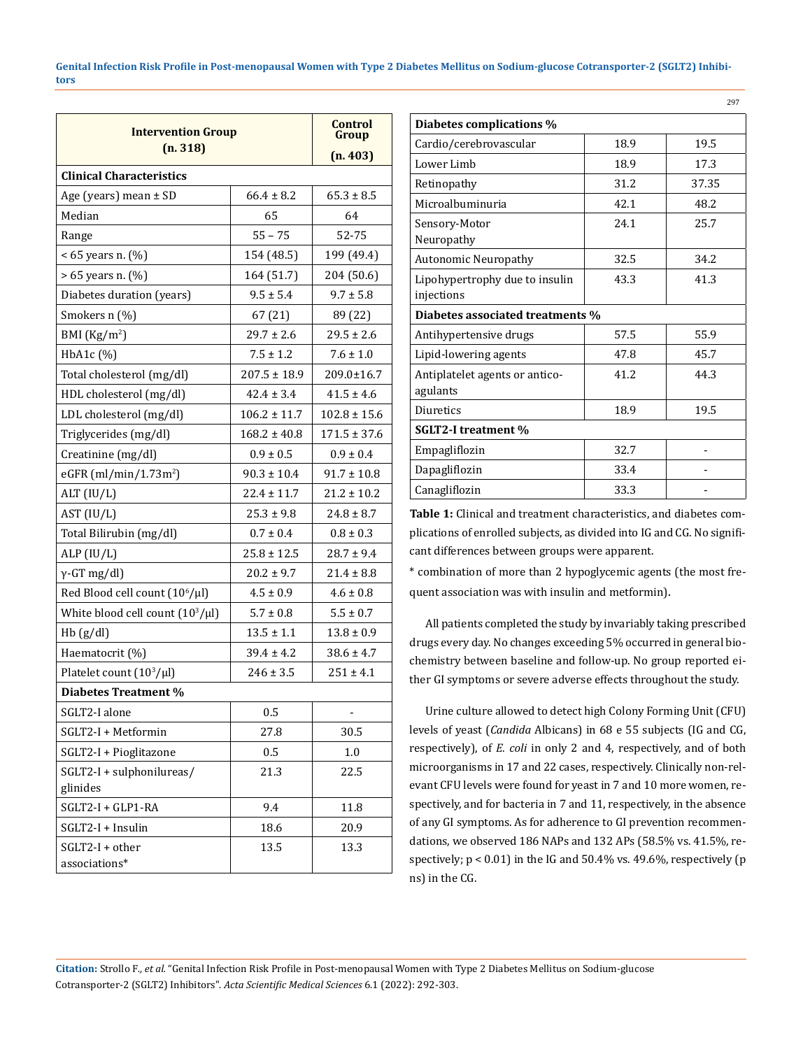| Intervention Group (n. 318) | | Control Group (n. 403) |
|---|---|---|
| **Clinical Characteristics** | | |
| Age (years) mean ± SD | 66.4 ± 8.2 | 65.3 ± 8.5 |
| Median | 65 | 64 |
| Range | 55 – 75 | 52-75 |
| < 65 years n. (%) | 154 (48.5) | 199 (49.4) |
| > 65 years n. (%) | 164 (51.7) | 204 (50.6) |
| Diabetes duration (years) | 9.5 ± 5.4 | 9.7 ± 5.8 |
| Smokers n (%) | 67 (21) | 89 (22) |
| BMI (Kg/m$^2$) | 29.7 ± 2.6 | 29.5 ± 2.6 |
| HbA1c (%) | 7.5 ± 1.2 | 7.6 ± 1.0 |
| Total cholesterol (mg/dl) | 207.5 ± 18.9 | 209.0±16.7 |
| HDL cholesterol (mg/dl) | 42.4 ± 3.4 | 41.5 ± 4.6 |
| LDL cholesterol (mg/dl) | 106.2 ± 11.7 | 102.8 ± 15.6 |
| Triglycerides (mg/dl) | 168.2 ± 40.8 | 171.5 ± 37.6 |
| Creatinine (mg/dl) | 0.9 ± 0.5 | 0.9 ± 0.4 |
| eGFR (ml/min/1.73m$^2$) | 90.3 ± 10.4 | 91.7 ± 10.8 |
| ALT (IU/L) | 22.4 ± 11.7 | 21.2 ± 10.2 |
| AST (IU/L) | 25.3 ± 9.8 | 24.8 ± 8.7 |
| Total Bilirubin (mg/dl) | 0.7 ± 0.4 | 0.8 ± 0.3 |
| ALP (IU/L) | 25.8 ± 12.5 | 28.7 ± 9.4 |
| γ-GT mg/dl) | 20.2 ± 9.7 | 21.4 ± 8.8 |
| Red Blood cell count ($10^6$/µl) | 4.5 ± 0.9 | 4.6 ± 0.8 |
| White blood cell count ($10^3$/µl) | 5.7 ± 0.8 | 5.5 ± 0.7 |
| Hb (g/dl) | 13.5 ± 1.1 | 13.8 ± 0.9 |
| Haematocrit (%) | 39.4 ± 4.2 | 38.6 ± 4.7 |
| Platelet count ($10^3$/µl) | 246 ± 3.5 | 251 ± 4.1 |
| **Diabetes Treatment %** | | |
| SGLT2-I alone | 0.5 | - |
| SGLT2-I + Metformin | 27.8 | 30.5 |
| SGLT2-I + Pioglitazone | 0.5 | 1.0 |
| SGLT2-I + sulphonilureas/glinides | 21.3 | 22.5 |
| SGLT2-I + GLP1-RA | 9.4 | 11.8 |
| SGLT2-I + Insulin | 18.6 | 20.9 |
| SGLT2-I + other associations* | 13.5 | 13.3 |
| **Diabetes complications %** | | |
| Cardio/cerebrovascular | 18.9 | 19.5 |
| Lower Limb | 18.9 | 17.3 |
| Retinopathy | 31.2 | 37.35 |
| Microalbuminuria | 42.1 | 48.2 |
| Sensory-Motor Neuropathy | 24.1 | 25.7 |
| Autonomic Neuropathy | 32.5 | 34.2 |
| Lipohypertrophy due to insulin injections | 43.3 | 41.3 |
| **Diabetes associated treatments %** | | |
| Antihypertensive drugs | 57.5 | 55.9 |
| Lipid-lowering agents | 47.8 | 45.7 |
| Antiplatelet agents or anticoagulants | 41.2 | 44.3 |
| Diuretics | 18.9 | 19.5 |
| **SGLT2-I treatment %** | | |
| Empagliflozin | 32.7 | - |
| Dapagliflozin | 33.4 | - |
| Canagliflozin | 33.3 | - |

**Table 1:** Clinical and treatment characteristics, and diabetes complications of enrolled subjects, as divided into IG and CG. No significant differences between groups were apparent.

\* combination of more than 2 hypoglycemic agents (the most frequent association was with insulin and metformin).

All patients completed the study by invariably taking prescribed drugs every day. No changes exceeding 5% occurred in general biochemistry between baseline and follow-up. No group reported either GI symptoms or severe adverse effects throughout the study.

Urine culture allowed to detect high Colony Forming Unit (CFU) levels of yeast (*Candida* Albicans) in 68 e 55 subjects (IG and CG, respectively), of *E. coli* in only 2 and 4, respectively, and of both microorganisms in 17 and 22 cases, respectively. Clinically non-relevant CFU levels were found for yeast in 7 and 10 more women, respectively, and for bacteria in 7 and 11, respectively, in the absence of any GI symptoms. As for adherence to GI prevention recommendations, we observed 186 NAPs and 132 APs (58.5% vs. 41.5%, respectively; $p < 0.01$) in the IG and 50.4% vs. 49.6%, respectively (p ns) in the CG.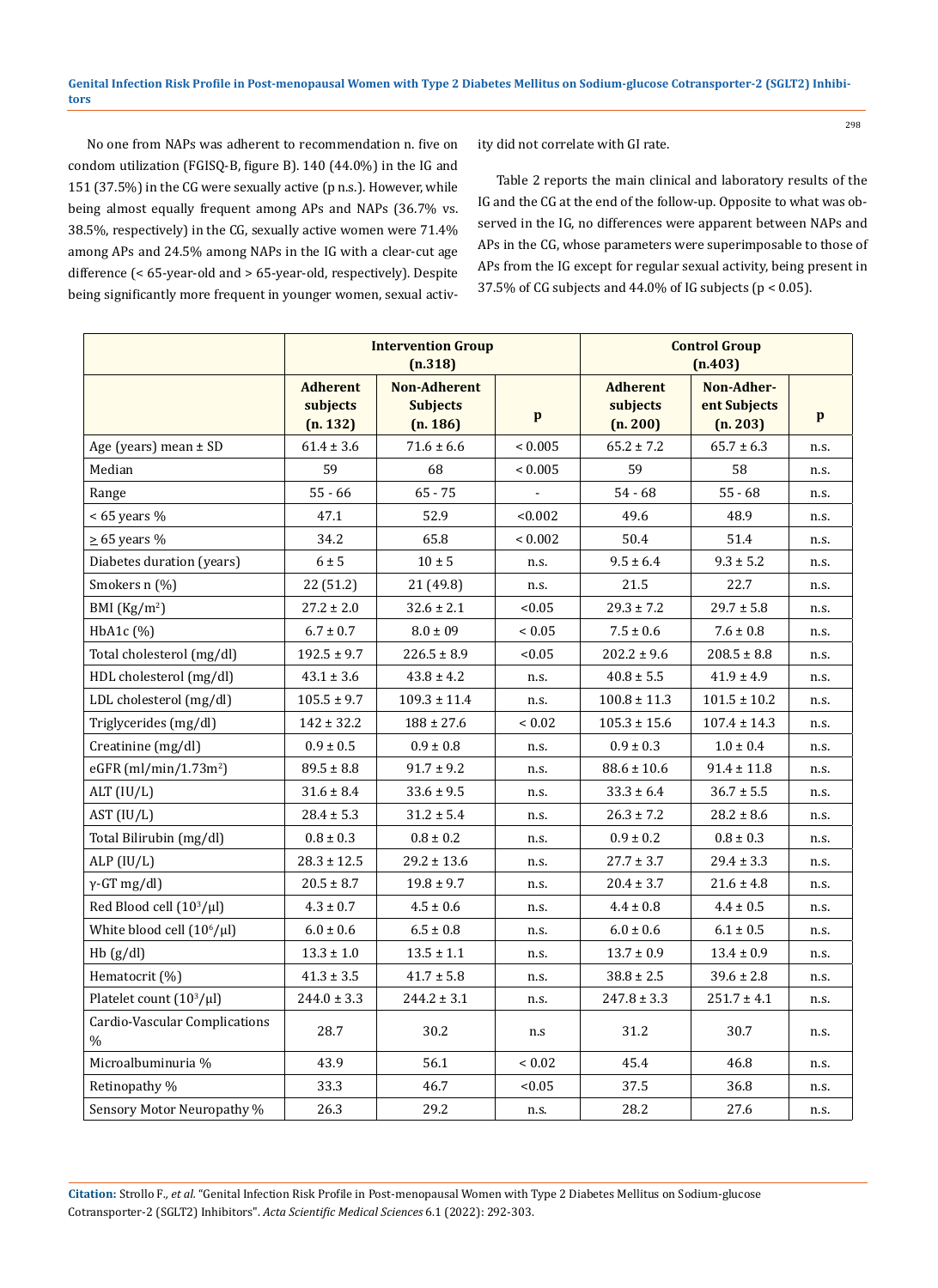No one from NAPs was adherent to recommendation n. five on condom utilization (FGISQ-B, figure B). 140 (44.0%) in the IG and 151 (37.5%) in the CG were sexually active (p n.s.). However, while being almost equally frequent among APs and NAPs (36.7% vs. 38.5%, respectively) in the CG, sexually active women were 71.4% among APs and 24.5% among NAPs in the IG with a clear-cut age difference (< 65-year-old and > 65-year-old, respectively). Despite being significantly more frequent in younger women, sexual activity did not correlate with GI rate.

Table 2 reports the main clinical and laboratory results of the IG and the CG at the end of the follow-up. Opposite to what was observed in the IG, no differences were apparent between NAPs and APs in the CG, whose parameters were superimposable to those of APs from the IG except for regular sexual activity, being present in 37.5% of CG subjects and 44.0% of IG subjects ($p < 0.05$).

| | Intervention Group (n.318) | | | Control Group (n.403) | | |
|---|---|---|---|---|---|---|
| | Adherent subjects (n. 132) | Non-Adherent Subjects (n. 186) | p | Adherent subjects (n. 200) | Non-Adherent Subjects (n. 203) | p |
| Age (years) mean ± SD | 61.4 ± 3.6 | 71.6 ± 6.6 | < 0.005 | 65.2 ± 7.2 | 65.7 ± 6.3 | n.s. |
| Median | 59 | 68 | < 0.005 | 59 | 58 | n.s. |
| Range | 55 - 66 | 65 - 75 | - | 54 - 68 | 55 - 68 | n.s. |
| < 65 years % | 47.1 | 52.9 | <0.002 | 49.6 | 48.9 | n.s. |
| ≥ 65 years % | 34.2 | 65.8 | < 0.002 | 50.4 | 51.4 | n.s. |
| Diabetes duration (years) | 6 ± 5 | 10 ± 5 | n.s. | 9.5 ± 6.4 | 9.3 ± 5.2 | n.s. |
| Smokers n (%) | 22 (51.2) | 21 (49.8) | n.s. | 21.5 | 22.7 | n.s. |
| BMI (Kg/m$^2$) | 27.2 ± 2.0 | 32.6 ± 2.1 | <0.05 | 29.3 ± 7.2 | 29.7 ± 5.8 | n.s. |
| HbA1c (%) | 6.7 ± 0.7 | 8.0 ± 09 | < 0.05 | 7.5 ± 0.6 | 7.6 ± 0.8 | n.s. |
| Total cholesterol (mg/dl) | 192.5 ± 9.7 | 226.5 ± 8.9 | <0.05 | 202.2 ± 9.6 | 208.5 ± 8.8 | n.s. |
| HDL cholesterol (mg/dl) | 43.1 ± 3.6 | 43.8 ± 4.2 | n.s. | 40.8 ± 5.5 | 41.9 ± 4.9 | n.s. |
| LDL cholesterol (mg/dl) | 105.5 ± 9.7 | 109.3 ± 11.4 | n.s. | 100.8 ± 11.3 | 101.5 ± 10.2 | n.s. |
| Triglycerides (mg/dl) | 142 ± 32.2 | 188 ± 27.6 | < 0.02 | 105.3 ± 15.6 | 107.4 ± 14.3 | n.s. |
| Creatinine (mg/dl) | 0.9 ± 0.5 | 0.9 ± 0.8 | n.s. | 0.9 ± 0.3 | 1.0 ± 0.4 | n.s. |
| eGFR (ml/min/1.73m$^2$) | 89.5 ± 8.8 | 91.7 ± 9.2 | n.s. | 88.6 ± 10.6 | 91.4 ± 11.8 | n.s. |
| ALT (IU/L) | 31.6 ± 8.4 | 33.6 ± 9.5 | n.s. | 33.3 ± 6.4 | 36.7 ± 5.5 | n.s. |
| AST (IU/L) | 28.4 ± 5.3 | 31.2 ± 5.4 | n.s. | 26.3 ± 7.2 | 28.2 ± 8.6 | n.s. |
| Total Bilirubin (mg/dl) | 0.8 ± 0.3 | 0.8 ± 0.2 | n.s. | 0.9 ± 0.2 | 0.8 ± 0.3 | n.s. |
| ALP (IU/L) | 28.3 ± 12.5 | 29.2 ± 13.6 | n.s. | 27.7 ± 3.7 | 29.4 ± 3.3 | n.s. |
| γ-GT mg/dl) | 20.5 ± 8.7 | 19.8 ± 9.7 | n.s. | 20.4 ± 3.7 | 21.6 ± 4.8 | n.s. |
| Red Blood cell ($10^3$/μl) | 4.3 ± 0.7 | 4.5 ± 0.6 | n.s. | 4.4 ± 0.8 | 4.4 ± 0.5 | n.s. |
| White blood cell ($10^6$/μl) | 6.0 ± 0.6 | 6.5 ± 0.8 | n.s. | 6.0 ± 0.6 | 6.1 ± 0.5 | n.s. |
| Hb (g/dl) | 13.3 ± 1.0 | 13.5 ± 1.1 | n.s. | 13.7 ± 0.9 | 13.4 ± 0.9 | n.s. |
| Hematocrit (%) | 41.3 ± 3.5 | 41.7 ± 5.8 | n.s. | 38.8 ± 2.5 | 39.6 ± 2.8 | n.s. |
| Platelet count ($10^3$/μl) | 244.0 ± 3.3 | 244.2 ± 3.1 | n.s. | 247.8 ± 3.3 | 251.7 ± 4.1 | n.s. |
| Cardio-Vascular Complications % | 28.7 | 30.2 | n.s | 31.2 | 30.7 | n.s. |
| Microalbuminuria % | 43.9 | 56.1 | < 0.02 | 45.4 | 46.8 | n.s. |
| Retinopathy % | 33.3 | 46.7 | <0.05 | 37.5 | 36.8 | n.s. |
| Sensory Motor Neuropathy % | 26.3 | 29.2 | n.s. | 28.2 | 27.6 | n.s. |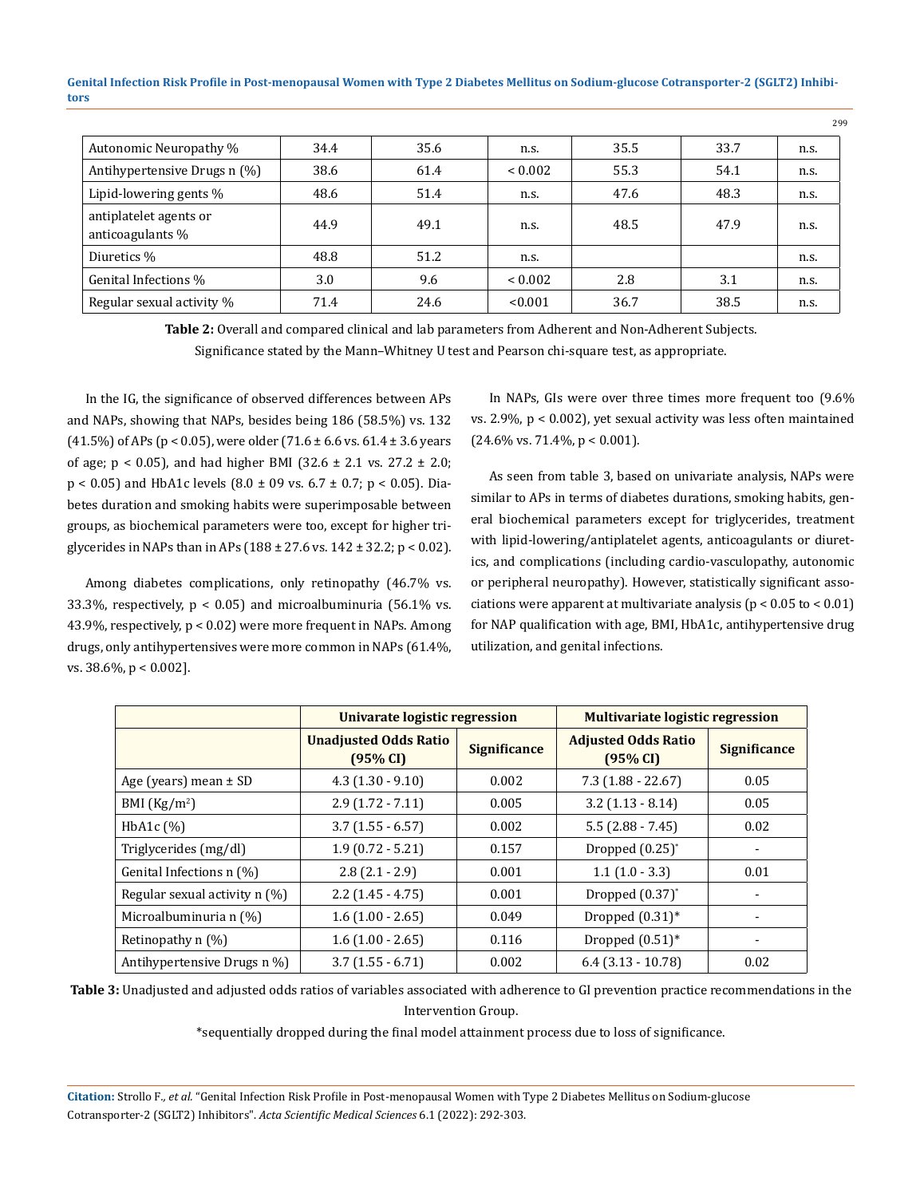| Autonomic Neuropathy % | 34.4 | 35.6 | n.s. | 35.5 | 33.7 | n.s. |
|---|---|---|---|---|---|---|
| Antihypertensive Drugs n (%) | 38.6 | 61.4 | < 0.002 | 55.3 | 54.1 | n.s. |
| Lipid-lowering gents % | 48.6 | 51.4 | n.s. | 47.6 | 48.3 | n.s. |
| antiplatelet agents or anticoagulants % | 44.9 | 49.1 | n.s. | 48.5 | 47.9 | n.s. |
| Diuretics % | 48.8 | 51.2 | n.s. | | | n.s. |
| Genital Infections % | 3.0 | 9.6 | < 0.002 | 2.8 | 3.1 | n.s. |
| Regular sexual activity % | 71.4 | 24.6 | <0.001 | 36.7 | 38.5 | n.s. |

**Table 2:** Overall and compared clinical and lab parameters from Adherent and Non-Adherent Subjects. Significance stated by the Mann–Whitney U test and Pearson chi-square test, as appropriate.

In the IG, the significance of observed differences between APs and NAPs, showing that NAPs, besides being 186 (58.5%) vs. 132 (41.5%) of APs ($p < 0.05$), were older (71.6 ± 6.6 vs. 61.4 ± 3.6 years of age; $p < 0.05$), and had higher BMI (32.6 ± 2.1 vs. 27.2 ± 2.0; $p < 0.05$) and HbA1c levels (8.0 ± 09 vs. 6.7 ± 0.7; $p < 0.05$). Diabetes duration and smoking habits were superimposable between groups, as biochemical parameters were too, except for higher triglycerides in NAPs than in APs (188 ± 27.6 vs. 142 ± 32.2; $p < 0.02$).

Among diabetes complications, only retinopathy (46.7% vs. 33.3%, respectively, $p < 0.05$) and microalbuminuria (56.1% vs. 43.9%, respectively, $p < 0.02$) were more frequent in NAPs. Among drugs, only antihypertensives were more common in NAPs (61.4%, vs. 38.6%, $p < 0.002$].

In NAPs, GIs were over three times more frequent too (9.6% vs. 2.9%, $p < 0.002$), yet sexual activity was less often maintained (24.6% vs. 71.4%, $p < 0.001$).

As seen from table 3, based on univariate analysis, NAPs were similar to APs in terms of diabetes durations, smoking habits, general biochemical parameters except for triglycerides, treatment with lipid-lowering/antiplatelet agents, anticoagulants or diuretics, and complications (including cardio-vasculopathy, autonomic or peripheral neuropathy). However, statistically significant associations were apparent at multivariate analysis ($p < 0.05$ to $< 0.01$) for NAP qualification with age, BMI, HbA1c, antihypertensive drug utilization, and genital infections.

| | **Univarate logistic regression** | | **Multivariate logistic regression** | |
|---|---|---|---|---|
| | **Unadjusted Odds Ratio (95% CI)** | **Significance** | **Adjusted Odds Ratio (95% CI)** | **Significance** |
| Age (years) mean ± SD | 4.3 (1.30 - 9.10) | 0.002 | 7.3 (1.88 - 22.67) | 0.05 |
| BMI (Kg/m²) | 2.9 (1.72 - 7.11) | 0.005 | 3.2 (1.13 - 8.14) | 0.05 |
| HbA1c (%) | 3.7 (1.55 - 6.57) | 0.002 | 5.5 (2.88 - 7.45) | 0.02 |
| Triglycerides (mg/dl) | 1.9 (0.72 - 5.21) | 0.157 | Dropped (0.25)* | - |
| Genital Infections n (%) | 2.8 (2.1 - 2.9) | 0.001 | 1.1 (1.0 - 3.3) | 0.01 |
| Regular sexual activity n (%) | 2.2 (1.45 - 4.75) | 0.001 | Dropped (0.37)* | - |
| Microalbuminuria n (%) | 1.6 (1.00 - 2.65) | 0.049 | Dropped (0.31)* | - |
| Retinopathy n (%) | 1.6 (1.00 - 2.65) | 0.116 | Dropped (0.51)* | - |
| Antihypertensive Drugs n %) | 3.7 (1.55 - 6.71) | 0.002 | 6.4 (3.13 - 10.78) | 0.02 |

**Table 3:** Unadjusted and adjusted odds ratios of variables associated with adherence to GI prevention practice recommendations in the Intervention Group.

*sequentially dropped during the final model attainment process due to loss of significance.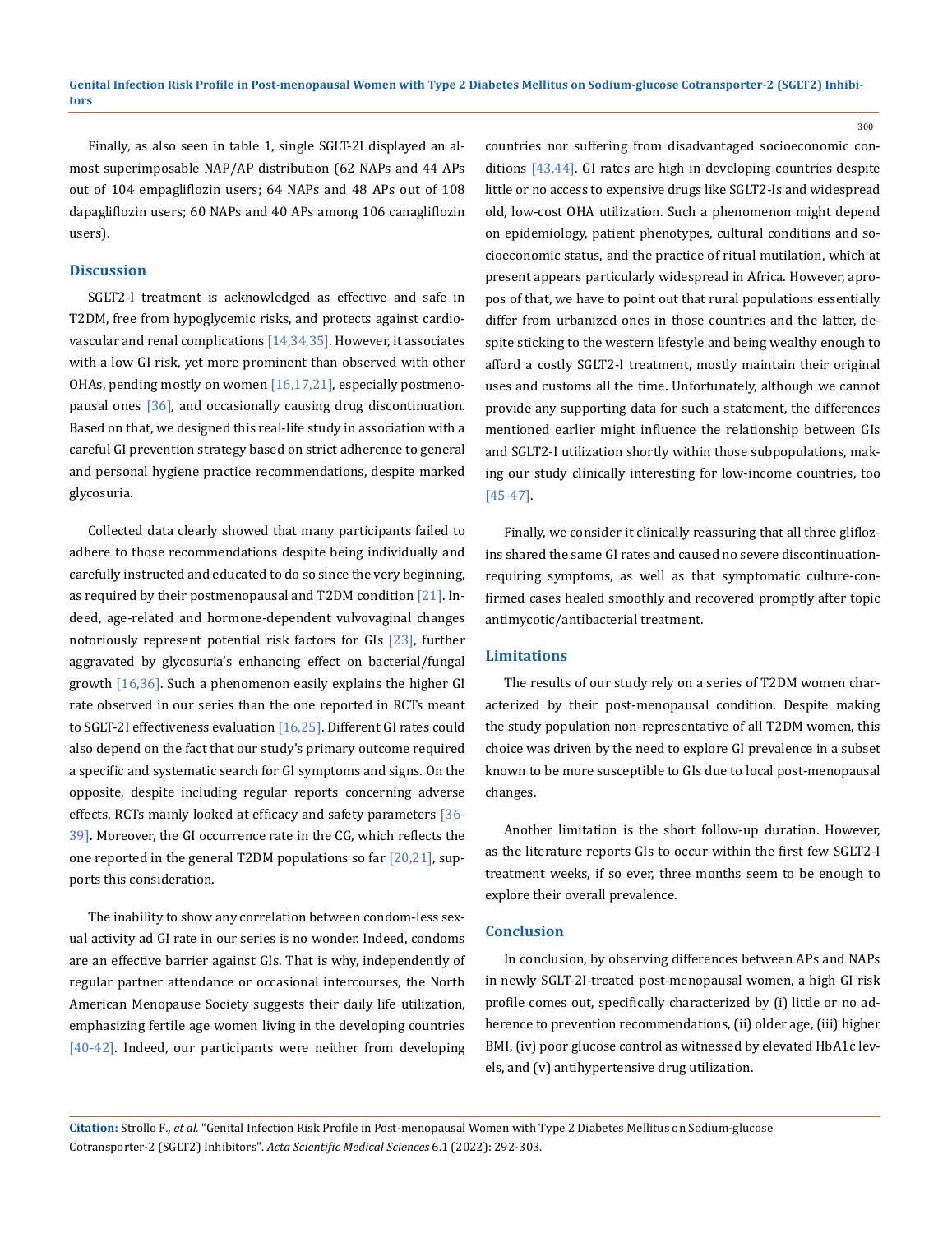Finally, as also seen in table 1, single SGLT-2I displayed an almost superimposable NAP/AP distribution (62 NAPs and 44 APs out of 104 empagliflozin users; 64 NAPs and 48 APs out of 108 dapagliflozin users; 60 NAPs and 40 APs among 106 canagliflozin users).

## Discussion

SGLT2-I treatment is acknowledged as effective and safe in T2DM, free from hypoglycemic risks, and protects against cardiovascular and renal complications [14,34,35]. However, it associates with a low GI risk, yet more prominent than observed with other OHAs, pending mostly on women [16,17,21], especially postmenopausal ones [36], and occasionally causing drug discontinuation. Based on that, we designed this real-life study in association with a careful GI prevention strategy based on strict adherence to general and personal hygiene practice recommendations, despite marked glycosuria.

Collected data clearly showed that many participants failed to adhere to those recommendations despite being individually and carefully instructed and educated to do so since the very beginning, as required by their postmenopausal and T2DM condition [21]. Indeed, age-related and hormone-dependent vulvovaginal changes notoriously represent potential risk factors for GIs [23], further aggravated by glycosuria's enhancing effect on bacterial/fungal growth [16,36]. Such a phenomenon easily explains the higher GI rate observed in our series than the one reported in RCTs meant to SGLT-2I effectiveness evaluation [16,25]. Different GI rates could also depend on the fact that our study's primary outcome required a specific and systematic search for GI symptoms and signs. On the opposite, despite including regular reports concerning adverse effects, RCTs mainly looked at efficacy and safety parameters [36-39]. Moreover, the GI occurrence rate in the CG, which reflects the one reported in the general T2DM populations so far [20,21], supports this consideration.

The inability to show any correlation between condom-less sexual activity ad GI rate in our series is no wonder. Indeed, condoms are an effective barrier against GIs. That is why, independently of regular partner attendance or occasional intercourses, the North American Menopause Society suggests their daily life utilization, emphasizing fertile age women living in the developing countries [40-42]. Indeed, our participants were neither from developing countries nor suffering from disadvantaged socioeconomic conditions [43,44]. GI rates are high in developing countries despite little or no access to expensive drugs like SGLT2-Is and widespread old, low-cost OHA utilization. Such a phenomenon might depend on epidemiology, patient phenotypes, cultural conditions and socioeconomic status, and the practice of ritual mutilation, which at present appears particularly widespread in Africa. However, apropos of that, we have to point out that rural populations essentially differ from urbanized ones in those countries and the latter, despite sticking to the western lifestyle and being wealthy enough to afford a costly SGLT2-I treatment, mostly maintain their original uses and customs all the time. Unfortunately, although we cannot provide any supporting data for such a statement, the differences mentioned earlier might influence the relationship between GIs and SGLT2-I utilization shortly within those subpopulations, making our study clinically interesting for low-income countries, too [45-47].

Finally, we consider it clinically reassuring that all three gliflozins shared the same GI rates and caused no severe discontinuation-requiring symptoms, as well as that symptomatic culture-confirmed cases healed smoothly and recovered promptly after topic antimycotic/antibacterial treatment.

## Limitations

The results of our study rely on a series of T2DM women characterized by their post-menopausal condition. Despite making the study population non-representative of all T2DM women, this choice was driven by the need to explore GI prevalence in a subset known to be more susceptible to GIs due to local post-menopausal changes.

Another limitation is the short follow-up duration. However, as the literature reports GIs to occur within the first few SGLT2-I treatment weeks, if so ever, three months seem to be enough to explore their overall prevalence.

## Conclusion

In conclusion, by observing differences between APs and NAPs in newly SGLT-2I-treated post-menopausal women, a high GI risk profile comes out, specifically characterized by (i) little or no adherence to prevention recommendations, (ii) older age, (iii) higher BMI, (iv) poor glucose control as witnessed by elevated HbA1c levels, and (v) antihypertensive drug utilization.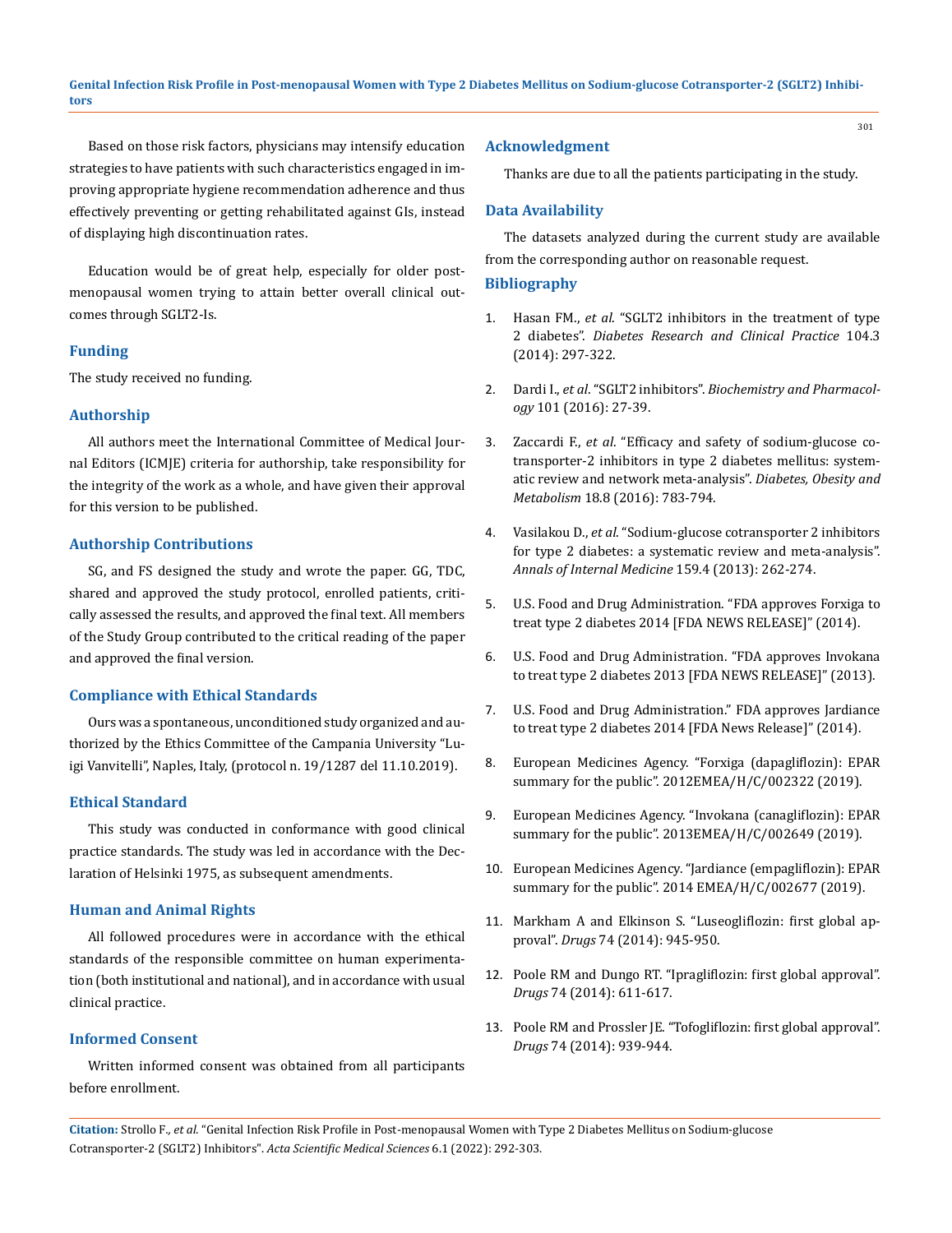Based on those risk factors, physicians may intensify education strategies to have patients with such characteristics engaged in improving appropriate hygiene recommendation adherence and thus effectively preventing or getting rehabilitated against GIs, instead of displaying high discontinuation rates.

Education would be of great help, especially for older post-menopausal women trying to attain better overall clinical outcomes through SGLT2-Is.

## Funding

The study received no funding.

## Authorship

All authors meet the International Committee of Medical Journal Editors (ICMJE) criteria for authorship, take responsibility for the integrity of the work as a whole, and have given their approval for this version to be published.

## Authorship Contributions

SG, and FS designed the study and wrote the paper. GG, TDC, shared and approved the study protocol, enrolled patients, critically assessed the results, and approved the final text. All members of the Study Group contributed to the critical reading of the paper and approved the final version.

## Compliance with Ethical Standards

Ours was a spontaneous, unconditioned study organized and authorized by the Ethics Committee of the Campania University "Luigi Vanvitelli", Naples, Italy, (protocol n. 19/1287 del 11.10.2019).

## Ethical Standard

This study was conducted in conformance with good clinical practice standards. The study was led in accordance with the Declaration of Helsinki 1975, as subsequent amendments.

## Human and Animal Rights

All followed procedures were in accordance with the ethical standards of the responsible committee on human experimentation (both institutional and national), and in accordance with usual clinical practice.

## Informed Consent

Written informed consent was obtained from all participants before enrollment.

## Acknowledgment

Thanks are due to all the patients participating in the study.

## Data Availability

The datasets analyzed during the current study are available from the corresponding author on reasonable request.

## Bibliography

1. Hasan FM., *et al*. "SGLT2 inhibitors in the treatment of type 2 diabetes". *Diabetes Research and Clinical Practice* 104.3 (2014): 297-322.
2. Dardi I., *et al*. "SGLT2 inhibitors". *Biochemistry and Pharmacology* 101 (2016): 27-39.
3. Zaccardi F., *et al*. "Efficacy and safety of sodium-glucose co-transporter-2 inhibitors in type 2 diabetes mellitus: systematic review and network meta-analysis". *Diabetes, Obesity and Metabolism* 18.8 (2016): 783-794.
4. Vasilakou D., *et al*. "Sodium-glucose cotransporter 2 inhibitors for type 2 diabetes: a systematic review and meta-analysis". *Annals of Internal Medicine* 159.4 (2013): 262-274.
5. U.S. Food and Drug Administration. "FDA approves Forxiga to treat type 2 diabetes 2014 [FDA NEWS RELEASE]" (2014).
6. U.S. Food and Drug Administration. "FDA approves Invokana to treat type 2 diabetes 2013 [FDA NEWS RELEASE]" (2013).
7. U.S. Food and Drug Administration." FDA approves Jardiance to treat type 2 diabetes 2014 [FDA News Release]" (2014).
8. European Medicines Agency. "Forxiga (dapagliflozin): EPAR summary for the public". 2012EMEA/H/C/002322 (2019).
9. European Medicines Agency. "Invokana (canagliflozin): EPAR summary for the public". 2013EMEA/H/C/002649 (2019).
10. European Medicines Agency. "Jardiance (empagliflozin): EPAR summary for the public". 2014 EMEA/H/C/002677 (2019).
11. Markham A and Elkinson S. "Luseogliflozin: first global approval". *Drugs* 74 (2014): 945-950.
12. Poole RM and Dungo RT. "Ipragliflozin: first global approval". *Drugs* 74 (2014): 611-617.
13. Poole RM and Prossler JE. "Tofogliflozin: first global approval". *Drugs* 74 (2014): 939-944.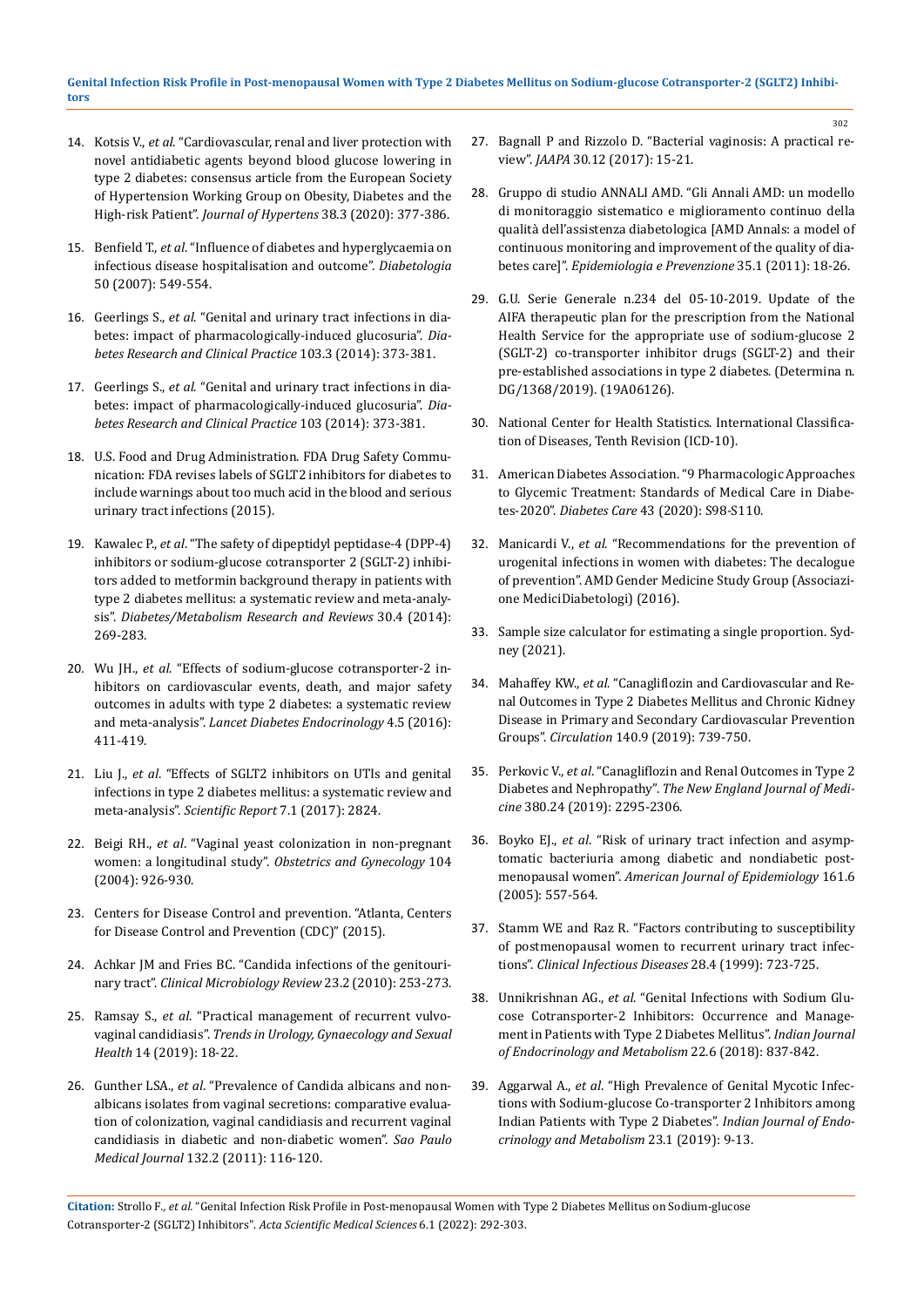14. Kotsis V., *et al*. "Cardiovascular, renal and liver protection with novel antidiabetic agents beyond blood glucose lowering in type 2 diabetes: consensus article from the European Society of Hypertension Working Group on Obesity, Diabetes and the High-risk Patient". *Journal of Hypertens* 38.3 (2020): 377-386.

15. Benfield T., *et al*. "Influence of diabetes and hyperglycaemia on infectious disease hospitalisation and outcome". *Diabetologia* 50 (2007): 549-554.

16. Geerlings S., *et al.* "Genital and urinary tract infections in diabetes: impact of pharmacologically-induced glucosuria". *Diabetes Research and Clinical Practice* 103.3 (2014): 373-381.

17. Geerlings S., *et al.* "Genital and urinary tract infections in diabetes: impact of pharmacologically-induced glucosuria". *Diabetes Research and Clinical Practice* 103 (2014): 373-381.

18. U.S. Food and Drug Administration. FDA Drug Safety Communication: FDA revises labels of SGLT2 inhibitors for diabetes to include warnings about too much acid in the blood and serious urinary tract infections (2015).

19. Kawalec P., *et al*. "The safety of dipeptidyl peptidase-4 (DPP-4) inhibitors or sodium-glucose cotransporter 2 (SGLT-2) inhibitors added to metformin background therapy in patients with type 2 diabetes mellitus: a systematic review and meta-analysis". *Diabetes/Metabolism Research and Reviews* 30.4 (2014): 269-283.

20. Wu JH., *et al*. "Effects of sodium-glucose cotransporter-2 inhibitors on cardiovascular events, death, and major safety outcomes in adults with type 2 diabetes: a systematic review and meta-analysis". *Lancet Diabetes Endocrinology* 4.5 (2016): 411-419.

21. Liu J., *et al*. "Effects of SGLT2 inhibitors on UTIs and genital infections in type 2 diabetes mellitus: a systematic review and meta-analysis". *Scientific Report* 7.1 (2017): 2824.

22. Beigi RH., *et al*. "Vaginal yeast colonization in non-pregnant women: a longitudinal study". *Obstetrics and Gynecology* 104 (2004): 926-930.

23. Centers for Disease Control and prevention. "Atlanta, Centers for Disease Control and Prevention (CDC)" (2015).

24. Achkar JM and Fries BC. "Candida infections of the genitourinary tract". *Clinical Microbiology Review* 23.2 (2010): 253-273.

25. Ramsay S., *et al*. "Practical management of recurrent vulvovaginal candidiasis". *Trends in Urology, Gynaecology and Sexual Health* 14 (2019): 18-22.

26. Gunther LSA., *et al*. "Prevalence of Candida albicans and non-albicans isolates from vaginal secretions: comparative evaluation of colonization, vaginal candidiasis and recurrent vaginal candidiasis in diabetic and non-diabetic women". *Sao Paulo Medical Journal* 132.2 (2011): 116-120.

27. Bagnall P and Rizzolo D. "Bacterial vaginosis: A practical review". *JAAPA* 30.12 (2017): 15-21.

28. Gruppo di studio ANNALI AMD. "Gli Annali AMD: un modello di monitoraggio sistematico e miglioramento continuo della qualità dell'assistenza diabetologica [AMD Annals: a model of continuous monitoring and improvement of the quality of diabetes care]". *Epidemiologia e Prevenzione* 35.1 (2011): 18-26.

29. G.U. Serie Generale n.234 del 05-10-2019. Update of the AIFA therapeutic plan for the prescription from the National Health Service for the appropriate use of sodium-glucose 2 (SGLT-2) co-transporter inhibitor drugs (SGLT-2) and their pre-established associations in type 2 diabetes. (Determina n. DG/1368/2019). (19A06126).

30. National Center for Health Statistics. International Classification of Diseases, Tenth Revision (ICD-10).

31. American Diabetes Association. "9 Pharmacologic Approaches to Glycemic Treatment: Standards of Medical Care in Diabetes-2020". *Diabetes Care* 43 (2020): S98-S110.

32. Manicardi V., *et al.* "Recommendations for the prevention of urogenital infections in women with diabetes: The decalogue of prevention". AMD Gender Medicine Study Group (Associazione MediciDiabetologi) (2016).

33. Sample size calculator for estimating a single proportion. Sydney (2021).

34. Mahaffey KW., *et al.* "Canagliflozin and Cardiovascular and Renal Outcomes in Type 2 Diabetes Mellitus and Chronic Kidney Disease in Primary and Secondary Cardiovascular Prevention Groups". *Circulation* 140.9 (2019): 739-750.

35. Perkovic V., *et al*. "Canagliflozin and Renal Outcomes in Type 2 Diabetes and Nephropathy". *The New England Journal of Medicine* 380.24 (2019): 2295-2306.

36. Boyko EJ., *et al*. "Risk of urinary tract infection and asymptomatic bacteriuria among diabetic and nondiabetic postmenopausal women". *American Journal of Epidemiology* 161.6 (2005): 557-564.

37. Stamm WE and Raz R. "Factors contributing to susceptibility of postmenopausal women to recurrent urinary tract infections". *Clinical Infectious Diseases* 28.4 (1999): 723-725.

38. Unnikrishnan AG., *et al*. "Genital Infections with Sodium Glucose Cotransporter-2 Inhibitors: Occurrence and Management in Patients with Type 2 Diabetes Mellitus". *Indian Journal of Endocrinology and Metabolism* 22.6 (2018): 837-842.

39. Aggarwal A., *et al*. "High Prevalence of Genital Mycotic Infections with Sodium-glucose Co-transporter 2 Inhibitors among Indian Patients with Type 2 Diabetes". *Indian Journal of Endocrinology and Metabolism* 23.1 (2019): 9-13.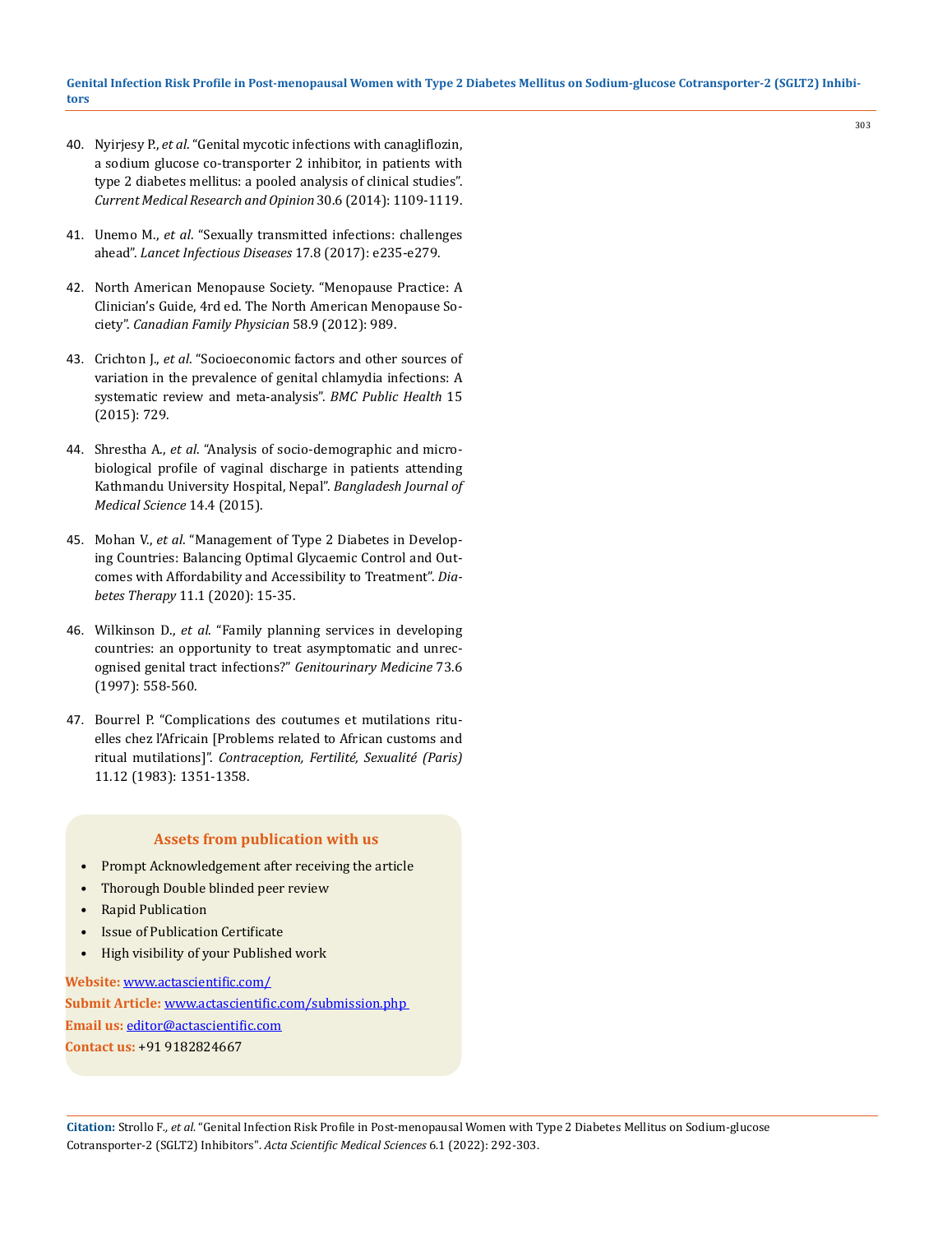40. Nyirjesy P., *et al*. "Genital mycotic infections with canagliflozin, a sodium glucose co-transporter 2 inhibitor, in patients with type 2 diabetes mellitus: a pooled analysis of clinical studies". *Current Medical Research and Opinion* 30.6 (2014): 1109-1119.

41. Unemo M., *et al*. "Sexually transmitted infections: challenges ahead". *Lancet Infectious Diseases* 17.8 (2017): e235-e279.

42. North American Menopause Society. "Menopause Practice: A Clinician's Guide, 4rd ed. The North American Menopause Society". *Canadian Family Physician* 58.9 (2012): 989.

43. Crichton J., *et al*. "Socioeconomic factors and other sources of variation in the prevalence of genital chlamydia infections: A systematic review and meta-analysis". *BMC Public Health* 15 (2015): 729.

44. Shrestha A., *et al*. "Analysis of socio-demographic and microbiological profile of vaginal discharge in patients attending Kathmandu University Hospital, Nepal". *Bangladesh Journal of Medical Science* 14.4 (2015).

45. Mohan V., *et al*. "Management of Type 2 Diabetes in Developing Countries: Balancing Optimal Glycaemic Control and Outcomes with Affordability and Accessibility to Treatment". *Diabetes Therapy* 11.1 (2020): 15-35.

46. Wilkinson D., *et al*. "Family planning services in developing countries: an opportunity to treat asymptomatic and unrecognised genital tract infections?" *Genitourinary Medicine* 73.6 (1997): 558-560.

47. Bourrel P. "Complications des coutumes et mutilations rituelles chez l'Africain [Problems related to African customs and ritual mutilations]". *Contraception, Fertilité, Sexualité (Paris)* 11.12 (1983): 1351-1358.

**Assets from publication with us**

- Prompt Acknowledgement after receiving the article
- Thorough Double blinded peer review
- Rapid Publication
- Issue of Publication Certificate
- High visibility of your Published work

**Website:** www.actascientific.com/
**Submit Article:** www.actascientific.com/submission.php
**Email us:** editor@actascientific.com
**Contact us:** +91 9182824667